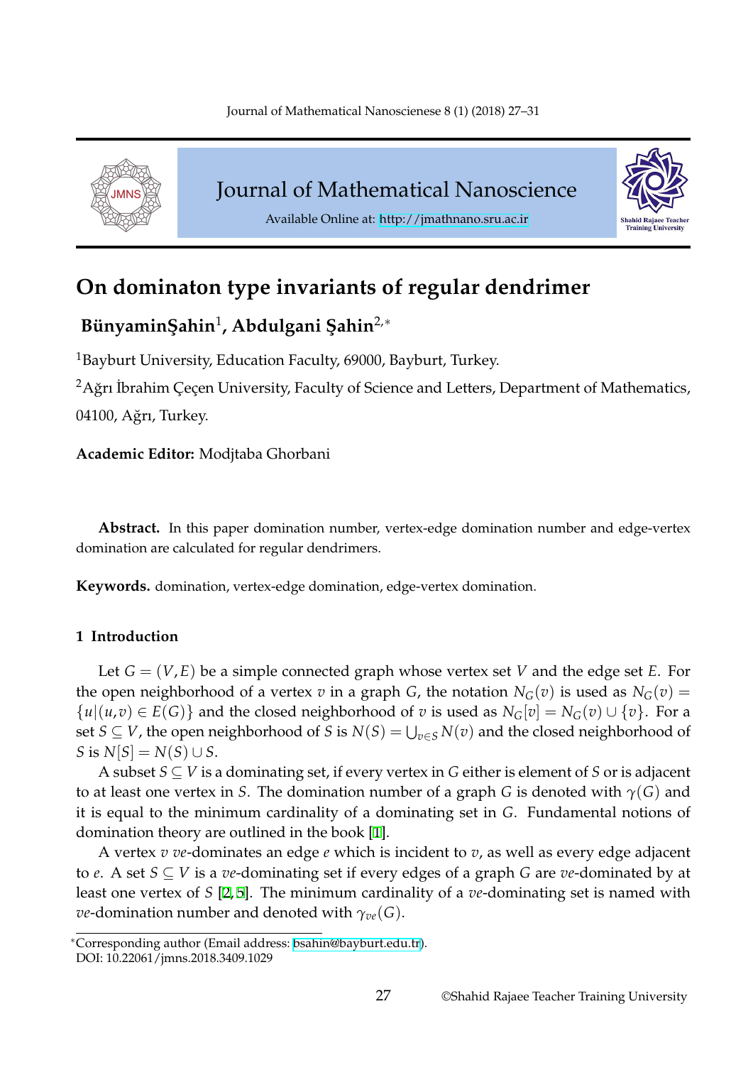# On dominaton type invariants of regular dendrimer

**BünyaminŞahin[1], Abdulgani Şahin[2,*]**

[1]Bayburt University, Education Faculty, 69000, Bayburt, Turkey.

[2]Ağrı İbrahim Çeçen University, Faculty of Science and Letters, Department of Mathematics, 04100, Ağrı, Turkey.

**Academic Editor:** Modjtaba Ghorbani

**Abstract.** In this paper domination number, vertex-edge domination number and edge-vertex domination are calculated for regular dendrimers.

**Keywords.** domination, vertex-edge domination, edge-vertex domination.

## 1 Introduction

Let $G = (V, E)$ be a simple connected graph whose vertex set $V$ and the edge set $E$. For the open neighborhood of a vertex $v$ in a graph $G$, the notation $N_G(v)$ is used as $N_G(v) = \{u|(u,v) \in E(G)\}$ and the closed neighborhood of $v$ is used as $N_G[v] = N_G(v) \cup \{v\}$. For a set $S \subseteq V$, the open neighborhood of $S$ is $N(S) = \bigcup_{v \in S} N(v)$ and the closed neighborhood of $S$ is $N[S] = N(S) \cup S$.

A subset $S \subseteq V$ is a dominating set, if every vertex in $G$ either is element of $S$ or is adjacent to at least one vertex in $S$. The domination number of a graph $G$ is denoted with $\gamma(G)$ and it is equal to the minimum cardinality of a dominating set in $G$. Fundamental notions of domination theory are outlined in the book [1].

A vertex $v$ *ve*-dominates an edge $e$ which is incident to $v$, as well as every edge adjacent to $e$. A set $S \subseteq V$ is a *ve*-dominating set if every edges of a graph $G$ are *ve*-dominated by at least one vertex of $S$ [2,5]. The minimum cardinality of a *ve*-dominating set is named with *ve*-domination number and denoted with $\gamma_{ve}(G)$.

*Corresponding author (Email address: bsahin@bayburt.edu.tr).
DOI: 10.22061/jmns.2018.3409.1029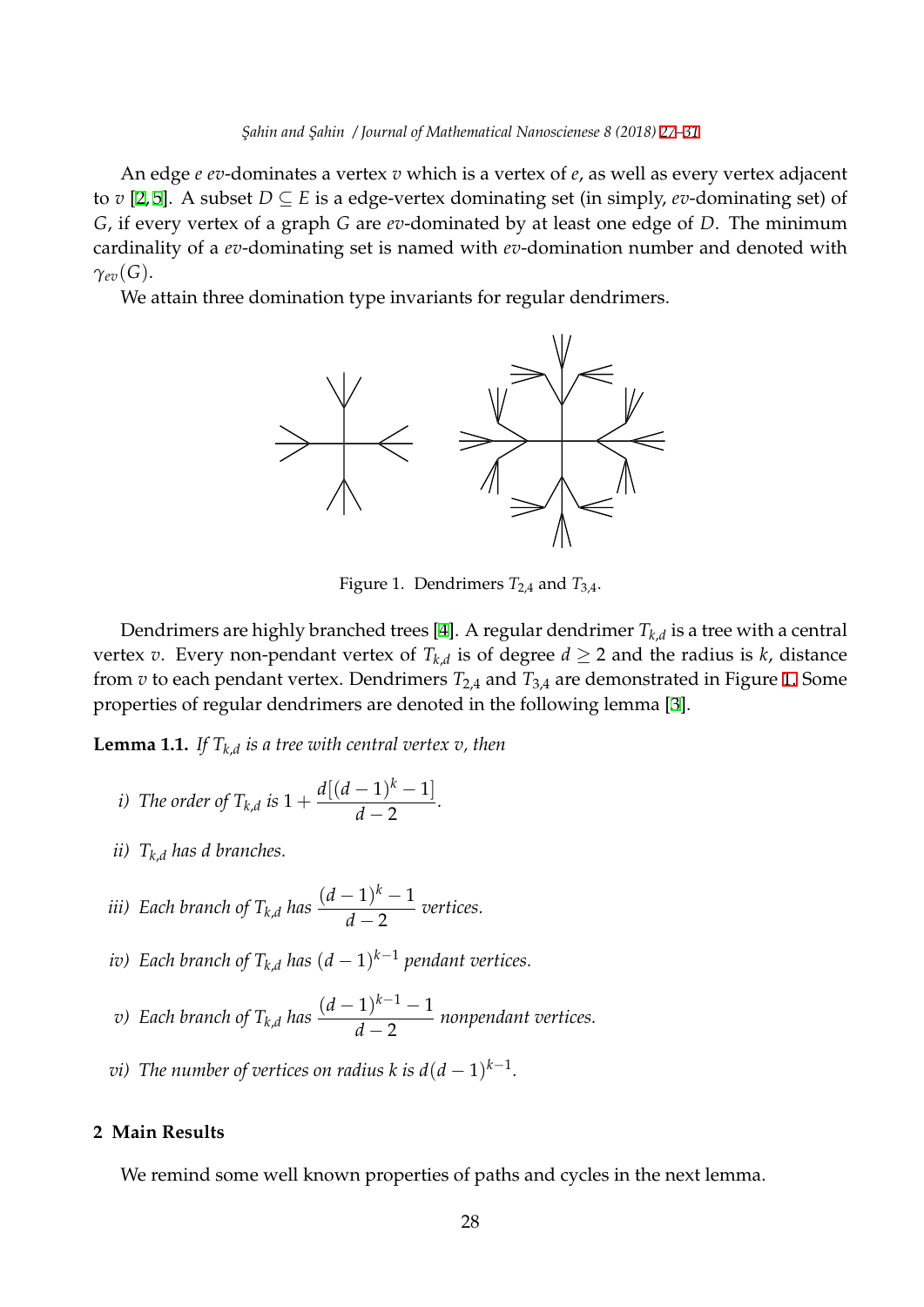An edge $e$ *ev*-dominates a vertex $v$ which is a vertex of $e$, as well as every vertex adjacent to $v$ [2,5]. A subset $D \subseteq E$ is a edge-vertex dominating set (in simply, *ev*-dominating set) of $G$, if every vertex of a graph $G$ are *ev*-dominated by at least one edge of $D$. The minimum cardinality of a *ev*-dominating set is named with *ev*-domination number and denoted with $\gamma_{ev}(G)$.

We attain three domination type invariants for regular dendrimers.

Figure 1. Dendrimers $T_{2,4}$ and $T_{3,4}$.

Dendrimers are highly branched trees [4]. A regular dendrimer $T_{k,d}$ is a tree with a central vertex $v$. Every non-pendant vertex of $T_{k,d}$ is of degree $d \geq 2$ and the radius is $k$, distance from $v$ to each pendant vertex. Dendrimers $T_{2,4}$ and $T_{3,4}$ are demonstrated in Figure 1. Some properties of regular dendrimers are denoted in the following lemma [3].

**Lemma 1.1.** *If $T_{k,d}$ is a tree with central vertex $v$, then*

*i) The order of $T_{k,d}$ is $1 + \dfrac{d[(d-1)^k - 1]}{d-2}$.*

*ii) $T_{k,d}$ has $d$ branches.*

*iii) Each branch of $T_{k,d}$ has $\dfrac{(d-1)^k - 1}{d-2}$ vertices.*

*iv) Each branch of $T_{k,d}$ has $(d-1)^{k-1}$ pendant vertices.*

*v) Each branch of $T_{k,d}$ has $\dfrac{(d-1)^{k-1} - 1}{d-2}$ nonpendant vertices.*

*vi) The number of vertices on radius $k$ is $d(d-1)^{k-1}$.*

## 2 Main Results

We remind some well known properties of paths and cycles in the next lemma.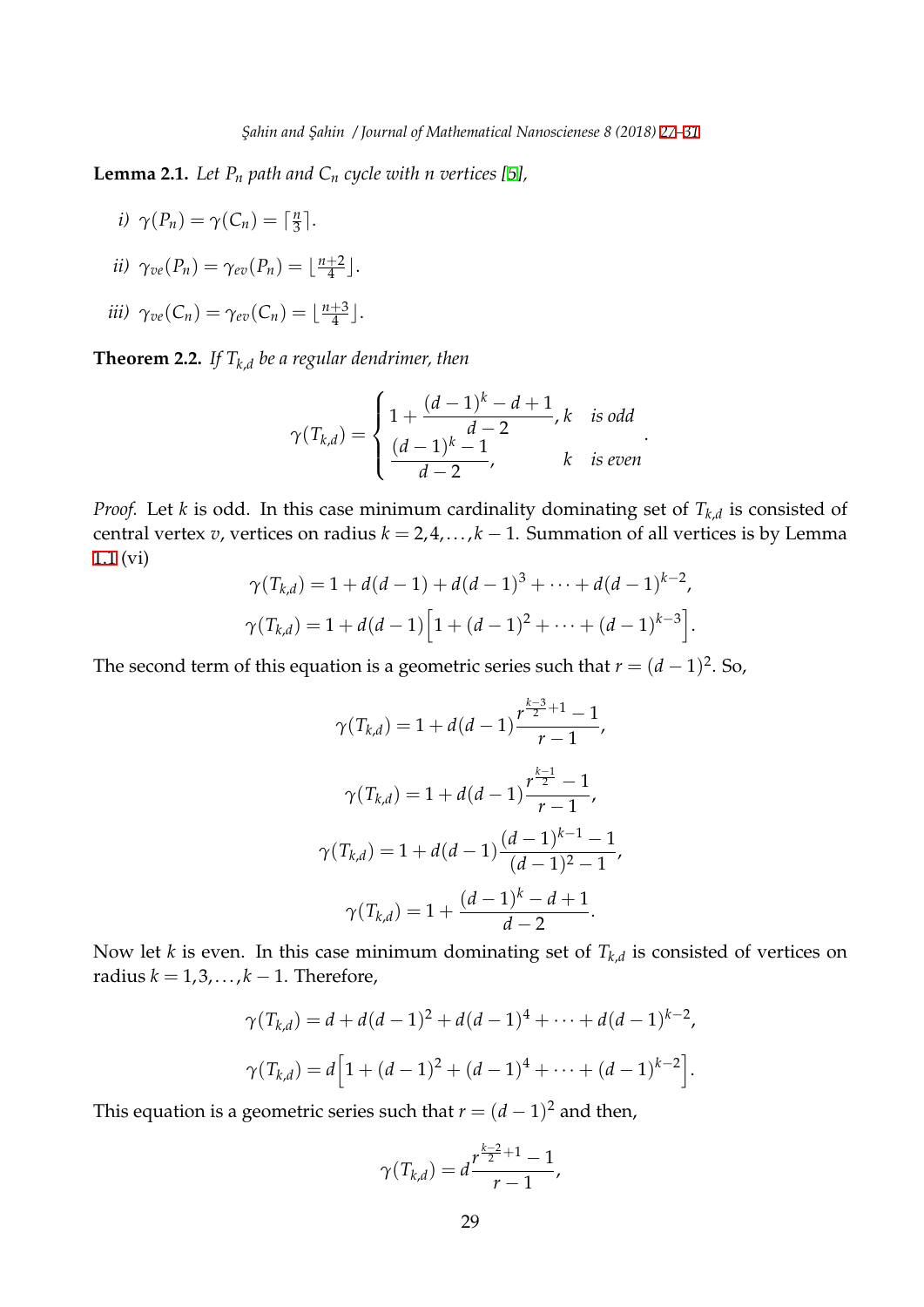**Lemma 2.1.** *Let $P_n$ path and $C_n$ cycle with $n$ vertices [5],*

*i)* $\gamma(P_n) = \gamma(C_n) = \lceil \frac{n}{3} \rceil$.

*ii)* $\gamma_{ve}(P_n) = \gamma_{ev}(P_n) = \lfloor \frac{n+2}{4} \rfloor$.

*iii)* $\gamma_{ve}(C_n) = \gamma_{ev}(C_n) = \lfloor \frac{n+3}{4} \rfloor$.

**Theorem 2.2.** *If $T_{k,d}$ be a regular dendrimer, then*

$$\gamma(T_{k,d}) = \begin{cases} 1 + \dfrac{(d-1)^k - d + 1}{d-2}, & k \quad \text{is odd} \\ \dfrac{(d-1)^k - 1}{d-2}, & k \quad \text{is even} \end{cases}.$$

*Proof.* Let $k$ is odd. In this case minimum cardinality dominating set of $T_{k,d}$ is consisted of central vertex $v$, vertices on radius $k = 2, 4, \ldots, k-1$. Summation of all vertices is by Lemma 1.1 (vi)

$$\gamma(T_{k,d}) = 1 + d(d-1) + d(d-1)^3 + \cdots + d(d-1)^{k-2},$$

$$\gamma(T_{k,d}) = 1 + d(d-1)\Big[1 + (d-1)^2 + \cdots + (d-1)^{k-3}\Big].$$

The second term of this equation is a geometric series such that $r = (d-1)^2$. So,

$$\gamma(T_{k,d}) = 1 + d(d-1)\frac{r^{\frac{k-3}{2}+1} - 1}{r-1},$$

$$\gamma(T_{k,d}) = 1 + d(d-1)\frac{r^{\frac{k-1}{2}} - 1}{r-1},$$

$$\gamma(T_{k,d}) = 1 + d(d-1)\frac{(d-1)^{k-1} - 1}{(d-1)^2 - 1},$$

$$\gamma(T_{k,d}) = 1 + \frac{(d-1)^k - d + 1}{d-2}.$$

Now let $k$ is even. In this case minimum dominating set of $T_{k,d}$ is consisted of vertices on radius $k = 1, 3, \ldots, k-1$. Therefore,

$$\gamma(T_{k,d}) = d + d(d-1)^2 + d(d-1)^4 + \cdots + d(d-1)^{k-2},$$

$$\gamma(T_{k,d}) = d\Big[1 + (d-1)^2 + (d-1)^4 + \cdots + (d-1)^{k-2}\Big].$$

This equation is a geometric series such that $r = (d-1)^2$ and then,

$$\gamma(T_{k,d}) = d\frac{r^{\frac{k-2}{2}+1} - 1}{r-1},$$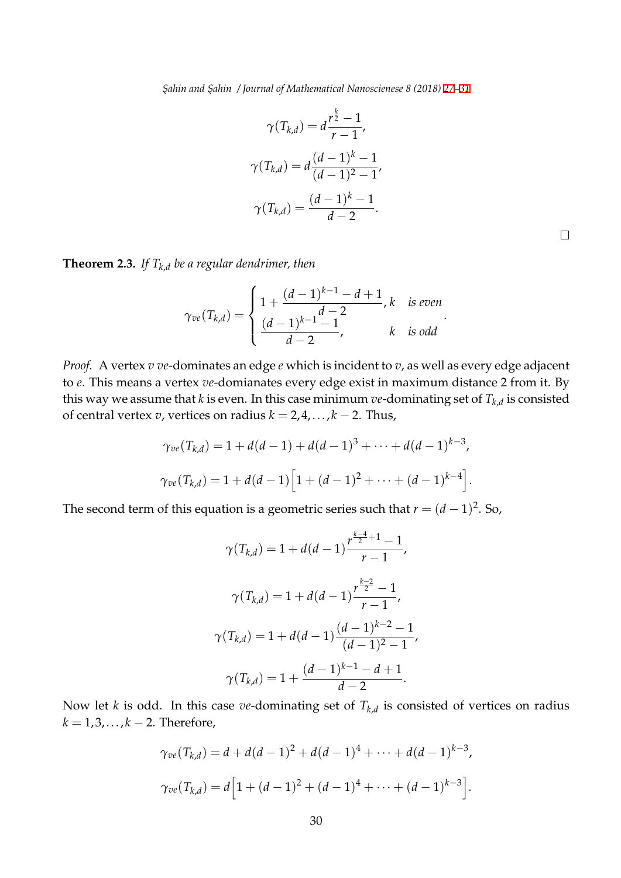$$\gamma(T_{k,d}) = d\frac{r^{\frac{k}{2}} - 1}{r - 1},$$

$$\gamma(T_{k,d}) = d\frac{(d-1)^k - 1}{(d-1)^2 - 1},$$

$$\gamma(T_{k,d}) = \frac{(d-1)^k - 1}{d - 2}.$$

□

**Theorem 2.3.** *If $T_{k,d}$ be a regular dendrimer, then*

$$\gamma_{ve}(T_{k,d}) = \begin{cases} 1 + \dfrac{(d-1)^{k-1} - d + 1}{d-2}, & k \quad \text{is even} \\ \dfrac{(d-1)^{k-1} - 1}{d-2}, & k \quad \text{is odd} \end{cases}.$$

*Proof.* A vertex $v$ $ve$-dominates an edge $e$ which is incident to $v$, as well as every edge adjacent to $e$. This means a vertex $ve$-domianates every edge exist in maximum distance 2 from it. By this way we assume that $k$ is even. In this case minimum $ve$-dominating set of $T_{k,d}$ is consisted of central vertex $v$, vertices on radius $k = 2, 4, \ldots, k-2$. Thus,

$$\gamma_{ve}(T_{k,d}) = 1 + d(d-1) + d(d-1)^3 + \cdots + d(d-1)^{k-3},$$

$$\gamma_{ve}(T_{k,d}) = 1 + d(d-1)\Big[1 + (d-1)^2 + \cdots + (d-1)^{k-4}\Big].$$

The second term of this equation is a geometric series such that $r = (d-1)^2$. So,

$$\gamma(T_{k,d}) = 1 + d(d-1)\frac{r^{\frac{k-4}{2}+1} - 1}{r - 1},$$

$$\gamma(T_{k,d}) = 1 + d(d-1)\frac{r^{\frac{k-2}{2}} - 1}{r - 1},$$

$$\gamma(T_{k,d}) = 1 + d(d-1)\frac{(d-1)^{k-2} - 1}{(d-1)^2 - 1},$$

$$\gamma(T_{k,d}) = 1 + \frac{(d-1)^{k-1} - d + 1}{d - 2}.$$

Now let $k$ is odd. In this case $ve$-dominating set of $T_{k,d}$ is consisted of vertices on radius $k = 1, 3, \ldots, k-2$. Therefore,

$$\gamma_{ve}(T_{k,d}) = d + d(d-1)^2 + d(d-1)^4 + \cdots + d(d-1)^{k-3},$$

$$\gamma_{ve}(T_{k,d}) = d\Big[1 + (d-1)^2 + (d-1)^4 + \cdots + (d-1)^{k-3}\Big].$$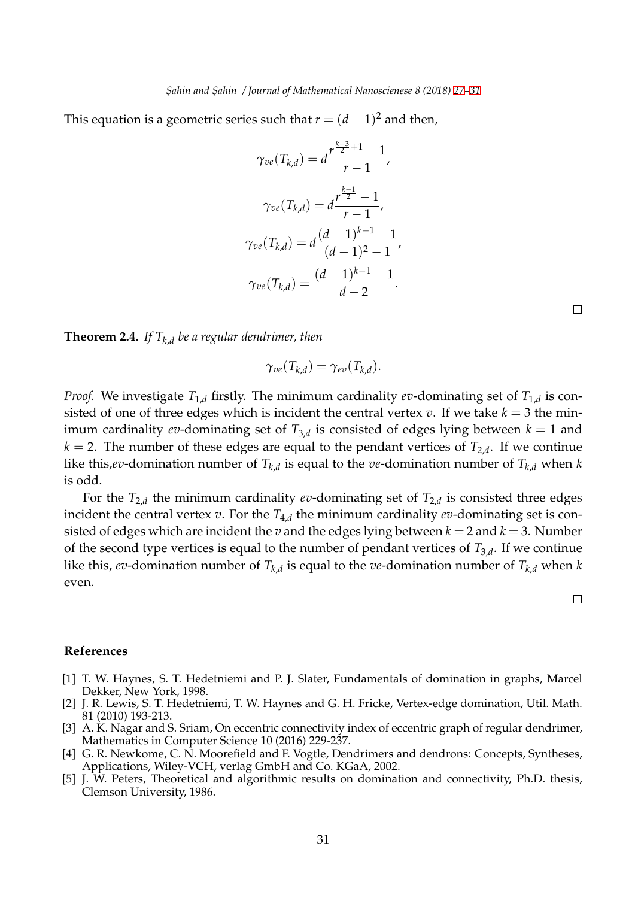This equation is a geometric series such that $r = (d-1)^2$ and then,

$$\gamma_{ve}(T_{k,d}) = d\frac{r^{\frac{k-3}{2}+1} - 1}{r-1},$$

$$\gamma_{ve}(T_{k,d}) = d\frac{r^{\frac{k-1}{2}} - 1}{r-1},$$

$$\gamma_{ve}(T_{k,d}) = d\frac{(d-1)^{k-1} - 1}{(d-1)^2 - 1},$$

$$\gamma_{ve}(T_{k,d}) = \frac{(d-1)^{k-1} - 1}{d-2}.$$

□

**Theorem 2.4.** *If $T_{k,d}$ be a regular dendrimer, then*

$$\gamma_{ve}(T_{k,d}) = \gamma_{ev}(T_{k,d}).$$

*Proof.* We investigate $T_{1,d}$ firstly. The minimum cardinality *ev*-dominating set of $T_{1,d}$ is consisted of one of three edges which is incident the central vertex $v$. If we take $k = 3$ the minimum cardinality *ev*-dominating set of $T_{3,d}$ is consisted of edges lying between $k = 1$ and $k = 2$. The number of these edges are equal to the pendant vertices of $T_{2,d}$. If we continue like this,*ev*-domination number of $T_{k,d}$ is equal to the *ve*-domination number of $T_{k,d}$ when $k$ is odd.

For the $T_{2,d}$ the minimum cardinality *ev*-dominating set of $T_{2,d}$ is consisted three edges incident the central vertex $v$. For the $T_{4,d}$ the minimum cardinality *ev*-dominating set is consisted of edges which are incident the $v$ and the edges lying between $k = 2$ and $k = 3$. Number of the second type vertices is equal to the number of pendant vertices of $T_{3,d}$. If we continue like this, *ev*-domination number of $T_{k,d}$ is equal to the *ve*-domination number of $T_{k,d}$ when $k$ even.

□

## References

[1] T. W. Haynes, S. T. Hedetniemi and P. J. Slater, Fundamentals of domination in graphs, Marcel Dekker, New York, 1998.

[2] J. R. Lewis, S. T. Hedetniemi, T. W. Haynes and G. H. Fricke, Vertex-edge domination, Util. Math. 81 (2010) 193-213.

[3] A. K. Nagar and S. Sriam, On eccentric connectivity index of eccentric graph of regular dendrimer, Mathematics in Computer Science 10 (2016) 229-237.

[4] G. R. Newkome, C. N. Moorefield and F. Vogtle, Dendrimers and dendrons: Concepts, Syntheses, Applications, Wiley-VCH, verlag GmbH and Co. KGaA, 2002.

[5] J. W. Peters, Theoretical and algorithmic results on domination and connectivity, Ph.D. thesis, Clemson University, 1986.